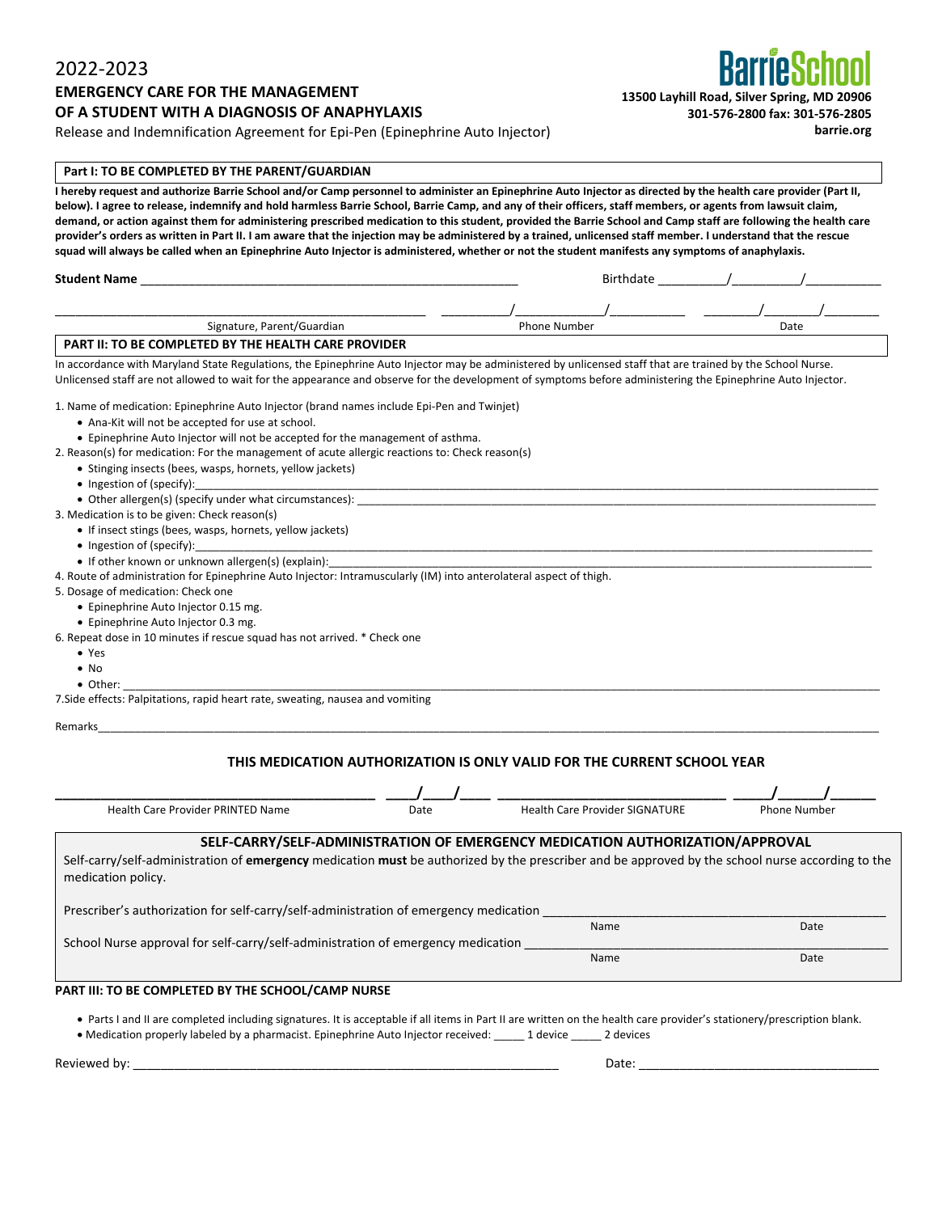# 2022-2023

**EMERGENCY CARE FOR THE MANAGEMENT OF A STUDENT WITH A DIAGNOSIS OF ANAPHYLAXIS**

Release and Indemnification Agreement for Epi-Pen (Epinephrine Auto Injector)

**BarrieSchool**
**13500 Layhill Road, Silver Spring, MD 20906**
**301-576-2800 fax: 301-576-2805**
**barrie.org**

## Part I: TO BE COMPLETED BY THE PARENT/GUARDIAN

**I hereby request and authorize Barrie School and/or Camp personnel to administer an Epinephrine Auto Injector as directed by the health care provider (Part II, below). I agree to release, indemnify and hold harmless Barrie School, Barrie Camp, and any of their officers, staff members, or agents from lawsuit claim, demand, or action against them for administering prescribed medication to this student, provided the Barrie School and Camp staff are following the health care provider's orders as written in Part II. I am aware that the injection may be administered by a trained, unlicensed staff member. I understand that the rescue squad will always be called when an Epinephrine Auto Injector is administered, whether or not the student manifests any symptoms of anaphylaxis.**

**Student Name** ________________________________________ Birthdate ______/______/______

________________________________________ ______/______/______ ______/______/______
Signature, Parent/Guardian Phone Number Date

## PART II: TO BE COMPLETED BY THE HEALTH CARE PROVIDER

In accordance with Maryland State Regulations, the Epinephrine Auto Injector may be administered by unlicensed staff that are trained by the School Nurse. Unlicensed staff are not allowed to wait for the appearance and observe for the development of symptoms before administering the Epinephrine Auto Injector.

1. Name of medication: Epinephrine Auto Injector (brand names include Epi-Pen and Twinjet)
   - Ana-Kit will not be accepted for use at school.
   - Epinephrine Auto Injector will not be accepted for the management of asthma.
2. Reason(s) for medication: For the management of acute allergic reactions to: Check reason(s)
   - Stinging insects (bees, wasps, hornets, yellow jackets)
   - Ingestion of (specify):________________________________________
   - Other allergen(s) (specify under what circumstances): ________________________________________
3. Medication is to be given: Check reason(s)
   - If insect stings (bees, wasps, hornets, yellow jackets)
   - Ingestion of (specify):________________________________________
   - If other known or unknown allergen(s) (explain):________________________________________
4. Route of administration for Epinephrine Auto Injector: Intramuscularly (IM) into anterolateral aspect of thigh.
5. Dosage of medication: Check one
   - Epinephrine Auto Injector 0.15 mg.
   - Epinephrine Auto Injector 0.3 mg.
6. Repeat dose in 10 minutes if rescue squad has not arrived. * Check one
   - Yes
   - No
   - Other: ________________________________________
7. Side effects: Palpitations, rapid heart rate, sweating, nausea and vomiting

Remarks________________________________________

**THIS MEDICATION AUTHORIZATION IS ONLY VALID FOR THE CURRENT SCHOOL YEAR**

________________________________________ ____/____/____ ________________________________________ ____/____/____
Health Care Provider PRINTED Name Date Health Care Provider SIGNATURE Phone Number

### SELF-CARRY/SELF-ADMINISTRATION OF EMERGENCY MEDICATION AUTHORIZATION/APPROVAL

Self-carry/self-administration of **emergency** medication **must** be authorized by the prescriber and be approved by the school nurse according to the medication policy.

Prescriber's authorization for self-carry/self-administration of emergency medication ________________________________________
Name Date

School Nurse approval for self-carry/self-administration of emergency medication ________________________________________
Name Date

## PART III: TO BE COMPLETED BY THE SCHOOL/CAMP NURSE

- Parts I and II are completed including signatures. It is acceptable if all items in Part II are written on the health care provider's stationery/prescription blank.
- Medication properly labeled by a pharmacist. Epinephrine Auto Injector received: _____ 1 device _____ 2 devices

Reviewed by: ________________________________________ Date: ________________________________________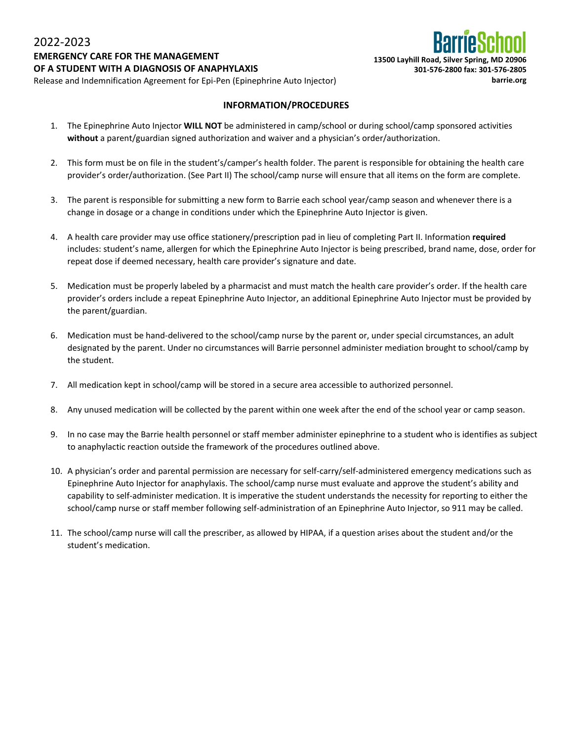2022-2023

**EMERGENCY CARE FOR THE MANAGEMENT OF A STUDENT WITH A DIAGNOSIS OF ANAPHYLAXIS**

Release and Indemnification Agreement for Epi-Pen (Epinephrine Auto Injector)

**BarrieSchool**
**13500 Layhill Road, Silver Spring, MD 20906**
**301-576-2800 fax: 301-576-2805**
**barrie.org**

## INFORMATION/PROCEDURES

1. The Epinephrine Auto Injector **WILL NOT** be administered in camp/school or during school/camp sponsored activities **without** a parent/guardian signed authorization and waiver and a physician's order/authorization.

2. This form must be on file in the student's/camper's health folder. The parent is responsible for obtaining the health care provider's order/authorization. (See Part II) The school/camp nurse will ensure that all items on the form are complete.

3. The parent is responsible for submitting a new form to Barrie each school year/camp season and whenever there is a change in dosage or a change in conditions under which the Epinephrine Auto Injector is given.

4. A health care provider may use office stationery/prescription pad in lieu of completing Part II. Information **required** includes: student's name, allergen for which the Epinephrine Auto Injector is being prescribed, brand name, dose, order for repeat dose if deemed necessary, health care provider's signature and date.

5. Medication must be properly labeled by a pharmacist and must match the health care provider's order. If the health care provider's orders include a repeat Epinephrine Auto Injector, an additional Epinephrine Auto Injector must be provided by the parent/guardian.

6. Medication must be hand-delivered to the school/camp nurse by the parent or, under special circumstances, an adult designated by the parent. Under no circumstances will Barrie personnel administer mediation brought to school/camp by the student.

7. All medication kept in school/camp will be stored in a secure area accessible to authorized personnel.

8. Any unused medication will be collected by the parent within one week after the end of the school year or camp season.

9. In no case may the Barrie health personnel or staff member administer epinephrine to a student who is identifies as subject to anaphylactic reaction outside the framework of the procedures outlined above.

10. A physician's order and parental permission are necessary for self-carry/self-administered emergency medications such as Epinephrine Auto Injector for anaphylaxis. The school/camp nurse must evaluate and approve the student's ability and capability to self-administer medication. It is imperative the student understands the necessity for reporting to either the school/camp nurse or staff member following self-administration of an Epinephrine Auto Injector, so 911 may be called.

11. The school/camp nurse will call the prescriber, as allowed by HIPAA, if a question arises about the student and/or the student's medication.